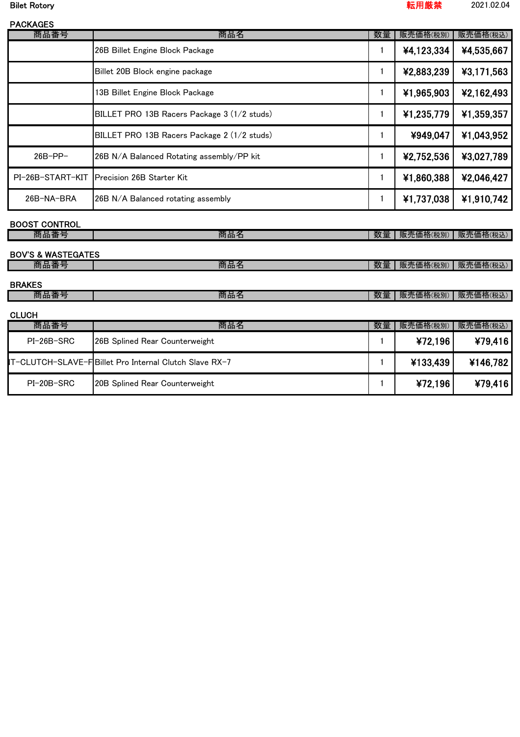Bilet Rotory　転用厳禁　2021.02.04

## PACKAGES

| 商品番号 | 商品名 | 数量 | 販売価格(税別) | 販売価格(税込) |
|---|---|---|---|---|
| | 26B Billet Engine Block Package | 1 | ¥4,123,334 | ¥4,535,667 |
| | Billet 20B Block engine package | 1 | ¥2,883,239 | ¥3,171,563 |
| | 13B Billet Engine Block Package | 1 | ¥1,965,903 | ¥2,162,493 |
| | BILLET PRO 13B Racers Package 3 (1/2 studs) | 1 | ¥1,235,779 | ¥1,359,357 |
| | BILLET PRO 13B Racers Package 2 (1/2 studs) | 1 | ¥949,047 | ¥1,043,952 |
| 26B-PP- | 26B N/A Balanced Rotating assembly/PP kit | 1 | ¥2,752,536 | ¥3,027,789 |
| PI-26B-START-KIT | Precision 26B Starter Kit | 1 | ¥1,860,388 | ¥2,046,427 |
| 26B-NA-BRA | 26B N/A Balanced rotating assembly | 1 | ¥1,737,038 | ¥1,910,742 |

## BOOST CONTROL

| 商品番号 | 商品名 | 数量 | 販売価格(税別) | 販売価格(税込) |
|---|---|---|---|---|

## BOV'S & WASTEGATES

| 商品番号 | 商品名 | 数量 | 販売価格(税別) | 販売価格(税込) |
|---|---|---|---|---|

## BRAKES

| 商品番号 | 商品名 | 数量 | 販売価格(税別) | 販売価格(税込) |
|---|---|---|---|---|

## CLUCH

| 商品番号 | 商品名 | 数量 | 販売価格(税別) | 販売価格(税込) |
|---|---|---|---|---|
| PI-26B-SRC | 26B Splined Rear Counterweight | 1 | ¥72,196 | ¥79,416 |
| IT-CLUTCH-SLAVE-F | Billet Pro Internal Clutch Slave RX-7 | 1 | ¥133,439 | ¥146,782 |
| PI-20B-SRC | 20B Splined Rear Counterweight | 1 | ¥72,196 | ¥79,416 |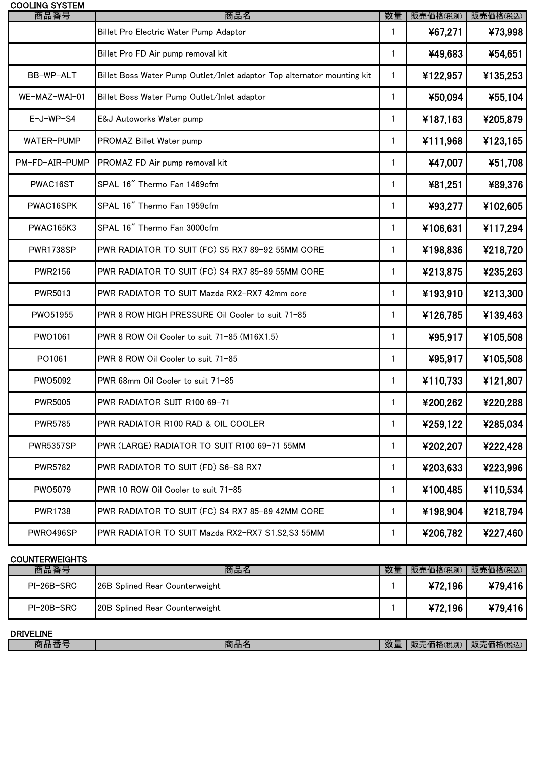## COOLING SYSTEM

| 商品番号 | 商品名 | 数量 | 販売価格(税別) | 販売価格(税込) |
|---|---|---|---|---|
| | Billet Pro Electric Water Pump Adaptor | 1 | ¥67,271 | ¥73,998 |
| | Billet Pro FD Air pump removal kit | 1 | ¥49,683 | ¥54,651 |
| BB-WP-ALT | Billet Boss Water Pump Outlet/Inlet adaptor Top alternator mounting kit | 1 | ¥122,957 | ¥135,253 |
| WE-MAZ-WAI-01 | Billet Boss Water Pump Outlet/Inlet adaptor | 1 | ¥50,094 | ¥55,104 |
| E-J-WP-S4 | E&J Autoworks Water pump | 1 | ¥187,163 | ¥205,879 |
| WATER-PUMP | PROMAZ Billet Water pump | 1 | ¥111,968 | ¥123,165 |
| PM-FD-AIR-PUMP | PROMAZ FD Air pump removal kit | 1 | ¥47,007 | ¥51,708 |
| PWAC16ST | SPAL 16" Thermo Fan 1469cfm | 1 | ¥81,251 | ¥89,376 |
| PWAC16SPK | SPAL 16" Thermo Fan 1959cfm | 1 | ¥93,277 | ¥102,605 |
| PWAC165K3 | SPAL 16" Thermo Fan 3000cfm | 1 | ¥106,631 | ¥117,294 |
| PWR1738SP | PWR RADIATOR TO SUIT (FC) S5 RX7 89-92 55MM CORE | 1 | ¥198,836 | ¥218,720 |
| PWR2156 | PWR RADIATOR TO SUIT (FC) S4 RX7 85-89 55MM CORE | 1 | ¥213,875 | ¥235,263 |
| PWR5013 | PWR RADIATOR TO SUIT Mazda RX2-RX7 42mm core | 1 | ¥193,910 | ¥213,300 |
| PWO51955 | PWR 8 ROW HIGH PRESSURE Oil Cooler to suit 71-85 | 1 | ¥126,785 | ¥139,463 |
| PWO1061 | PWR 8 ROW Oil Cooler to suit 71-85 (M16X1.5) | 1 | ¥95,917 | ¥105,508 |
| PO1061 | PWR 8 ROW Oil Cooler to suit 71-85 | 1 | ¥95,917 | ¥105,508 |
| PWO5092 | PWR 68mm Oil Cooler to suit 71-85 | 1 | ¥110,733 | ¥121,807 |
| PWR5005 | PWR RADIATOR SUIT R100 69-71 | 1 | ¥200,262 | ¥220,288 |
| PWR5785 | PWR RADIATOR R100 RAD & OIL COOLER | 1 | ¥259,122 | ¥285,034 |
| PWR5357SP | PWR (LARGE) RADIATOR TO SUIT R100 69-71 55MM | 1 | ¥202,207 | ¥222,428 |
| PWR5782 | PWR RADIATOR TO SUIT (FD) S6-S8 RX7 | 1 | ¥203,633 | ¥223,996 |
| PWO5079 | PWR 10 ROW Oil Cooler to suit 71-85 | 1 | ¥100,485 | ¥110,534 |
| PWR1738 | PWR RADIATOR TO SUIT (FC) S4 RX7 85-89 42MM CORE | 1 | ¥198,904 | ¥218,794 |
| PWRO496SP | PWR RADIATOR TO SUIT Mazda RX2-RX7 S1,S2,S3 55MM | 1 | ¥206,782 | ¥227,460 |

## COUNTERWEIGHTS

| 商品番号 | 商品名 | 数量 | 販売価格(税別) | 販売価格(税込) |
|---|---|---|---|---|
| PI-26B-SRC | 26B Splined Rear Counterweight | 1 | ¥72,196 | ¥79,416 |
| PI-20B-SRC | 20B Splined Rear Counterweight | 1 | ¥72,196 | ¥79,416 |

## DRIVELINE

| 商品番号 | 商品名 | 数量 | 販売価格(税別) | 販売価格(税込) |
|---|---|---|---|---|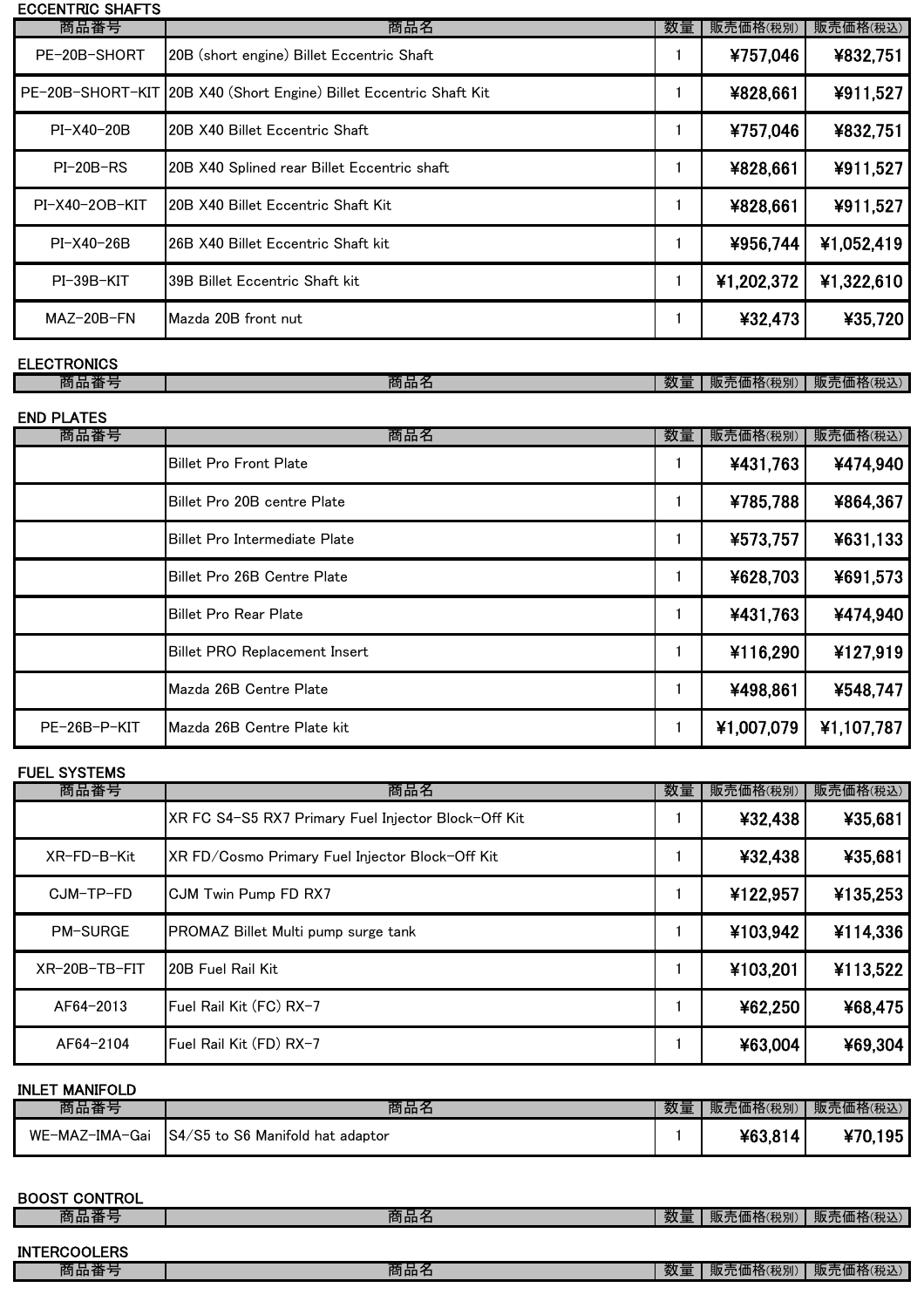### ECCENTRIC SHAFTS

| 商品番号 | 商品名 | 数量 | 販売価格(税別) | 販売価格(税込) |
|---|---|---|---|---|
| PE-20B-SHORT | 20B (short engine) Billet Eccentric Shaft | 1 | ¥757,046 | ¥832,751 |
| PE-20B-SHORT-KIT | 20B X40 (Short Engine) Billet Eccentric Shaft Kit | 1 | ¥828,661 | ¥911,527 |
| PI-X40-20B | 20B X40 Billet Eccentric Shaft | 1 | ¥757,046 | ¥832,751 |
| PI-20B-RS | 20B X40 Splined rear Billet Eccentric shaft | 1 | ¥828,661 | ¥911,527 |
| PI-X40-2OB-KIT | 20B X40 Billet Eccentric Shaft Kit | 1 | ¥828,661 | ¥911,527 |
| PI-X40-26B | 26B X40 Billet Eccentric Shaft kit | 1 | ¥956,744 | ¥1,052,419 |
| PI-39B-KIT | 39B Billet Eccentric Shaft kit | 1 | ¥1,202,372 | ¥1,322,610 |
| MAZ-20B-FN | Mazda 20B front nut | 1 | ¥32,473 | ¥35,720 |

### ELECTRONICS

| 商品番号 | 商品名 | 数量 | 販売価格(税別) | 販売価格(税込) |
|---|---|---|---|---|

### END PLATES

| 商品番号 | 商品名 | 数量 | 販売価格(税別) | 販売価格(税込) |
|---|---|---|---|---|
| | Billet Pro Front Plate | 1 | ¥431,763 | ¥474,940 |
| | Billet Pro 20B centre Plate | 1 | ¥785,788 | ¥864,367 |
| | Billet Pro Intermediate Plate | 1 | ¥573,757 | ¥631,133 |
| | Billet Pro 26B Centre Plate | 1 | ¥628,703 | ¥691,573 |
| | Billet Pro Rear Plate | 1 | ¥431,763 | ¥474,940 |
| | Billet PRO Replacement Insert | 1 | ¥116,290 | ¥127,919 |
| | Mazda 26B Centre Plate | 1 | ¥498,861 | ¥548,747 |
| PE-26B-P-KIT | Mazda 26B Centre Plate kit | 1 | ¥1,007,079 | ¥1,107,787 |

### FUEL SYSTEMS

| 商品番号 | 商品名 | 数量 | 販売価格(税別) | 販売価格(税込) |
|---|---|---|---|---|
| | XR FC S4-S5 RX7 Primary Fuel Injector Block-Off Kit | 1 | ¥32,438 | ¥35,681 |
| XR-FD-B-Kit | XR FD/Cosmo Primary Fuel Injector Block-Off Kit | 1 | ¥32,438 | ¥35,681 |
| CJM-TP-FD | CJM Twin Pump FD RX7 | 1 | ¥122,957 | ¥135,253 |
| PM-SURGE | PROMAZ Billet Multi pump surge tank | 1 | ¥103,942 | ¥114,336 |
| XR-20B-TB-FIT | 20B Fuel Rail Kit | 1 | ¥103,201 | ¥113,522 |
| AF64-2013 | Fuel Rail Kit (FC) RX-7 | 1 | ¥62,250 | ¥68,475 |
| AF64-2104 | Fuel Rail Kit (FD) RX-7 | 1 | ¥63,004 | ¥69,304 |

### INLET MANIFOLD

| 商品番号 | 商品名 | 数量 | 販売価格(税別) | 販売価格(税込) |
|---|---|---|---|---|
| WE-MAZ-IMA-Gai | S4/S5 to S6 Manifold hat adaptor | 1 | ¥63,814 | ¥70,195 |

### BOOST CONTROL

| 商品番号 | 商品名 | 数量 | 販売価格(税別) | 販売価格(税込) |
|---|---|---|---|---|

### INTERCOOLERS

| 商品番号 | 商品名 | 数量 | 販売価格(税別) | 販売価格(税込) |
|---|---|---|---|---|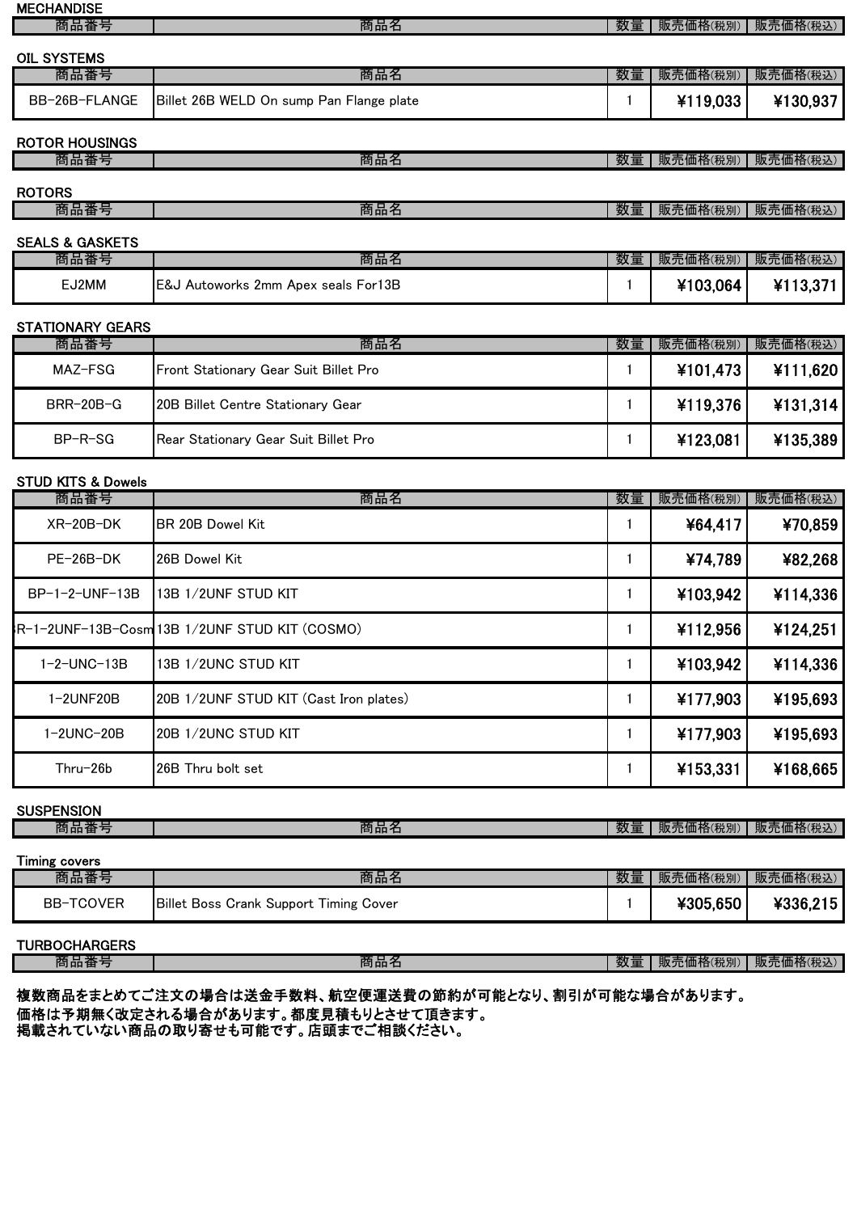## MECHANDISE

| 商品番号 | 商品名 | 数量 | 販売価格(税別) | 販売価格(税込) |
|---|---|---|---|---|

## OIL SYSTEMS

| 商品番号 | 商品名 | 数量 | 販売価格(税別) | 販売価格(税込) |
|---|---|---|---|---|
| BB-26B-FLANGE | Billet 26B WELD On sump Pan Flange plate | 1 | ¥119,033 | ¥130,937 |

## ROTOR HOUSINGS

| 商品番号 | 商品名 | 数量 | 販売価格(税別) | 販売価格(税込) |
|---|---|---|---|---|

## ROTORS

| 商品番号 | 商品名 | 数量 | 販売価格(税別) | 販売価格(税込) |
|---|---|---|---|---|

## SEALS & GASKETS

| 商品番号 | 商品名 | 数量 | 販売価格(税別) | 販売価格(税込) |
|---|---|---|---|---|
| EJ2MM | E&J Autoworks 2mm Apex seals For13B | 1 | ¥103,064 | ¥113,371 |

## STATIONARY GEARS

| 商品番号 | 商品名 | 数量 | 販売価格(税別) | 販売価格(税込) |
|---|---|---|---|---|
| MAZ-FSG | Front Stationary Gear Suit Billet Pro | 1 | ¥101,473 | ¥111,620 |
| BRR-20B-G | 20B Billet Centre Stationary Gear | 1 | ¥119,376 | ¥131,314 |
| BP-R-SG | Rear Stationary Gear Suit Billet Pro | 1 | ¥123,081 | ¥135,389 |

## STUD KITS & Dowels

| 商品番号 | 商品名 | 数量 | 販売価格(税別) | 販売価格(税込) |
|---|---|---|---|---|
| XR-20B-DK | BR 20B Dowel Kit | 1 | ¥64,417 | ¥70,859 |
| PE-26B-DK | 26B Dowel Kit | 1 | ¥74,789 | ¥82,268 |
| BP-1-2-UNF-13B | 13B 1/2UNF STUD KIT | 1 | ¥103,942 | ¥114,336 |
| R-1-2UNF-13B-Cosm | 13B 1/2UNF STUD KIT (COSMO) | 1 | ¥112,956 | ¥124,251 |
| 1-2-UNC-13B | 13B 1/2UNC STUD KIT | 1 | ¥103,942 | ¥114,336 |
| 1-2UNF20B | 20B 1/2UNF STUD KIT (Cast Iron plates) | 1 | ¥177,903 | ¥195,693 |
| 1-2UNC-20B | 20B 1/2UNC STUD KIT | 1 | ¥177,903 | ¥195,693 |
| Thru-26b | 26B Thru bolt set | 1 | ¥153,331 | ¥168,665 |

## SUSPENSION

| 商品番号 | 商品名 | 数量 | 販売価格(税別) | 販売価格(税込) |
|---|---|---|---|---|

## Timing covers

| 商品番号 | 商品名 | 数量 | 販売価格(税別) | 販売価格(税込) |
|---|---|---|---|---|
| BB-TCOVER | Billet Boss Crank Support Timing Cover | 1 | ¥305,650 | ¥336,215 |

## TURBOCHARGERS

| 商品番号 | 商品名 | 数量 | 販売価格(税別) | 販売価格(税込) |
|---|---|---|---|---|

**複数商品をまとめてご注文の場合は送金手数料、航空便運送費の節約が可能となり、割引が可能な場合があります。**
**価格は予期無く改定される場合があります。都度見積もりとさせて頂きます。**
**掲載されていない商品の取り寄せも可能です。店頭までご相談ください。**